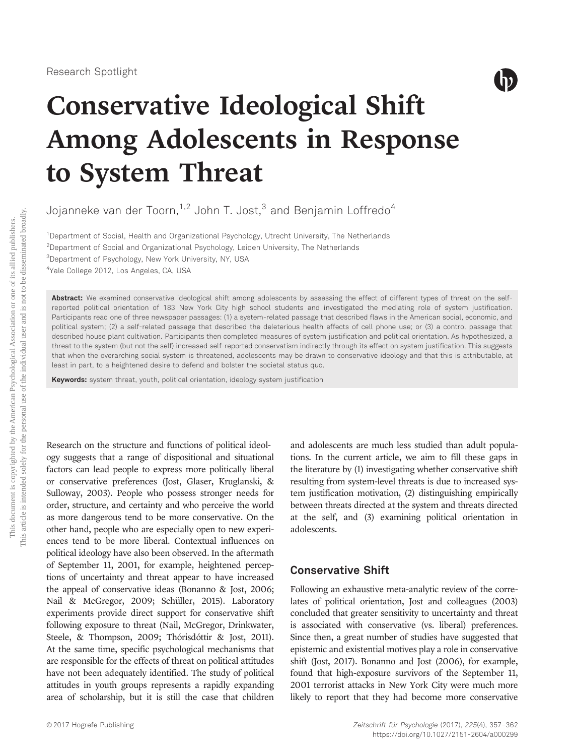Research Spotlight

# Conservative Ideological Shift Among Adolescents in Response to System Threat

Jojanneke van der Toorn,[1,2] John T. Jost,[3] and Benjamin Loffredo[4]

[1]Department of Social, Health and Organizational Psychology, Utrecht University, The Netherlands
[2]Department of Social and Organizational Psychology, Leiden University, The Netherlands
[3]Department of Psychology, New York University, NY, USA
[4]Yale College 2012, Los Angeles, CA, USA

**Abstract:** We examined conservative ideological shift among adolescents by assessing the effect of different types of threat on the self-reported political orientation of 183 New York City high school students and investigated the mediating role of system justification. Participants read one of three newspaper passages: (1) a system-related passage that described flaws in the American social, economic, and political system; (2) a self-related passage that described the deleterious health effects of cell phone use; or (3) a control passage that described house plant cultivation. Participants then completed measures of system justification and political orientation. As hypothesized, a threat to the system (but not the self) increased self-reported conservatism indirectly through its effect on system justification. This suggests that when the overarching social system is threatened, adolescents may be drawn to conservative ideology and that this is attributable, at least in part, to a heightened desire to defend and bolster the societal status quo.

**Keywords:** system threat, youth, political orientation, ideology system justification

Research on the structure and functions of political ideology suggests that a range of dispositional and situational factors can lead people to express more politically liberal or conservative preferences (Jost, Glaser, Kruglanski, & Sulloway, 2003). People who possess stronger needs for order, structure, and certainty and who perceive the world as more dangerous tend to be more conservative. On the other hand, people who are especially open to new experiences tend to be more liberal. Contextual influences on political ideology have also been observed. In the aftermath of September 11, 2001, for example, heightened perceptions of uncertainty and threat appear to have increased the appeal of conservative ideas (Bonanno & Jost, 2006; Nail & McGregor, 2009; Schüller, 2015). Laboratory experiments provide direct support for conservative shift following exposure to threat (Nail, McGregor, Drinkwater, Steele, & Thompson, 2009; Thórisdóttir & Jost, 2011). At the same time, specific psychological mechanisms that are responsible for the effects of threat on political attitudes have not been adequately identified. The study of political attitudes in youth groups represents a rapidly expanding area of scholarship, but it is still the case that children and adolescents are much less studied than adult populations. In the current article, we aim to fill these gaps in the literature by (1) investigating whether conservative shift resulting from system-level threats is due to increased system justification motivation, (2) distinguishing empirically between threats directed at the system and threats directed at the self, and (3) examining political orientation in adolescents.

## Conservative Shift

Following an exhaustive meta-analytic review of the correlates of political orientation, Jost and colleagues (2003) concluded that greater sensitivity to uncertainty and threat is associated with conservative (vs. liberal) preferences. Since then, a great number of studies have suggested that epistemic and existential motives play a role in conservative shift (Jost, 2017). Bonanno and Jost (2006), for example, found that high-exposure survivors of the September 11, 2001 terrorist attacks in New York City were much more likely to report that they had become more conservative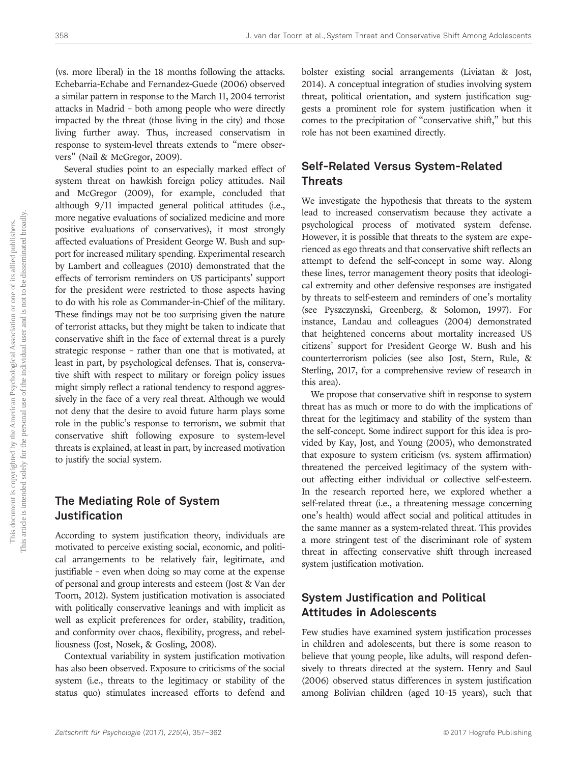(vs. more liberal) in the 18 months following the attacks. Echebarria-Echabe and Fernandez-Guede (2006) observed a similar pattern in response to the March 11, 2004 terrorist attacks in Madrid – both among people who were directly impacted by the threat (those living in the city) and those living further away. Thus, increased conservatism in response to system-level threats extends to "mere observers" (Nail & McGregor, 2009).

Several studies point to an especially marked effect of system threat on hawkish foreign policy attitudes. Nail and McGregor (2009), for example, concluded that although 9/11 impacted general political attitudes (i.e., more negative evaluations of socialized medicine and more positive evaluations of conservatives), it most strongly affected evaluations of President George W. Bush and support for increased military spending. Experimental research by Lambert and colleagues (2010) demonstrated that the effects of terrorism reminders on US participants' support for the president were restricted to those aspects having to do with his role as Commander-in-Chief of the military. These findings may not be too surprising given the nature of terrorist attacks, but they might be taken to indicate that conservative shift in the face of external threat is a purely strategic response – rather than one that is motivated, at least in part, by psychological defenses. That is, conservative shift with respect to military or foreign policy issues might simply reflect a rational tendency to respond aggressively in the face of a very real threat. Although we would not deny that the desire to avoid future harm plays some role in the public's response to terrorism, we submit that conservative shift following exposure to system-level threats is explained, at least in part, by increased motivation to justify the social system.

## The Mediating Role of System Justification

According to system justification theory, individuals are motivated to perceive existing social, economic, and political arrangements to be relatively fair, legitimate, and justifiable – even when doing so may come at the expense of personal and group interests and esteem (Jost & Van der Toorn, 2012). System justification motivation is associated with politically conservative leanings and with implicit as well as explicit preferences for order, stability, tradition, and conformity over chaos, flexibility, progress, and rebelliousness (Jost, Nosek, & Gosling, 2008).

Contextual variability in system justification motivation has also been observed. Exposure to criticisms of the social system (i.e., threats to the legitimacy or stability of the status quo) stimulates increased efforts to defend and bolster existing social arrangements (Liviatan & Jost, 2014). A conceptual integration of studies involving system threat, political orientation, and system justification suggests a prominent role for system justification when it comes to the precipitation of "conservative shift," but this role has not been examined directly.

## Self-Related Versus System-Related Threats

We investigate the hypothesis that threats to the system lead to increased conservatism because they activate a psychological process of motivated system defense. However, it is possible that threats to the system are experienced as ego threats and that conservative shift reflects an attempt to defend the self-concept in some way. Along these lines, terror management theory posits that ideological extremity and other defensive responses are instigated by threats to self-esteem and reminders of one's mortality (see Pyszczynski, Greenberg, & Solomon, 1997). For instance, Landau and colleagues (2004) demonstrated that heightened concerns about mortality increased US citizens' support for President George W. Bush and his counterterrorism policies (see also Jost, Stern, Rule, & Sterling, 2017, for a comprehensive review of research in this area).

We propose that conservative shift in response to system threat has as much or more to do with the implications of threat for the legitimacy and stability of the system than the self-concept. Some indirect support for this idea is provided by Kay, Jost, and Young (2005), who demonstrated that exposure to system criticism (vs. system affirmation) threatened the perceived legitimacy of the system without affecting either individual or collective self-esteem. In the research reported here, we explored whether a self-related threat (i.e., a threatening message concerning one's health) would affect social and political attitudes in the same manner as a system-related threat. This provides a more stringent test of the discriminant role of system threat in affecting conservative shift through increased system justification motivation.

## System Justification and Political Attitudes in Adolescents

Few studies have examined system justification processes in children and adolescents, but there is some reason to believe that young people, like adults, will respond defensively to threats directed at the system. Henry and Saul (2006) observed status differences in system justification among Bolivian children (aged 10–15 years), such that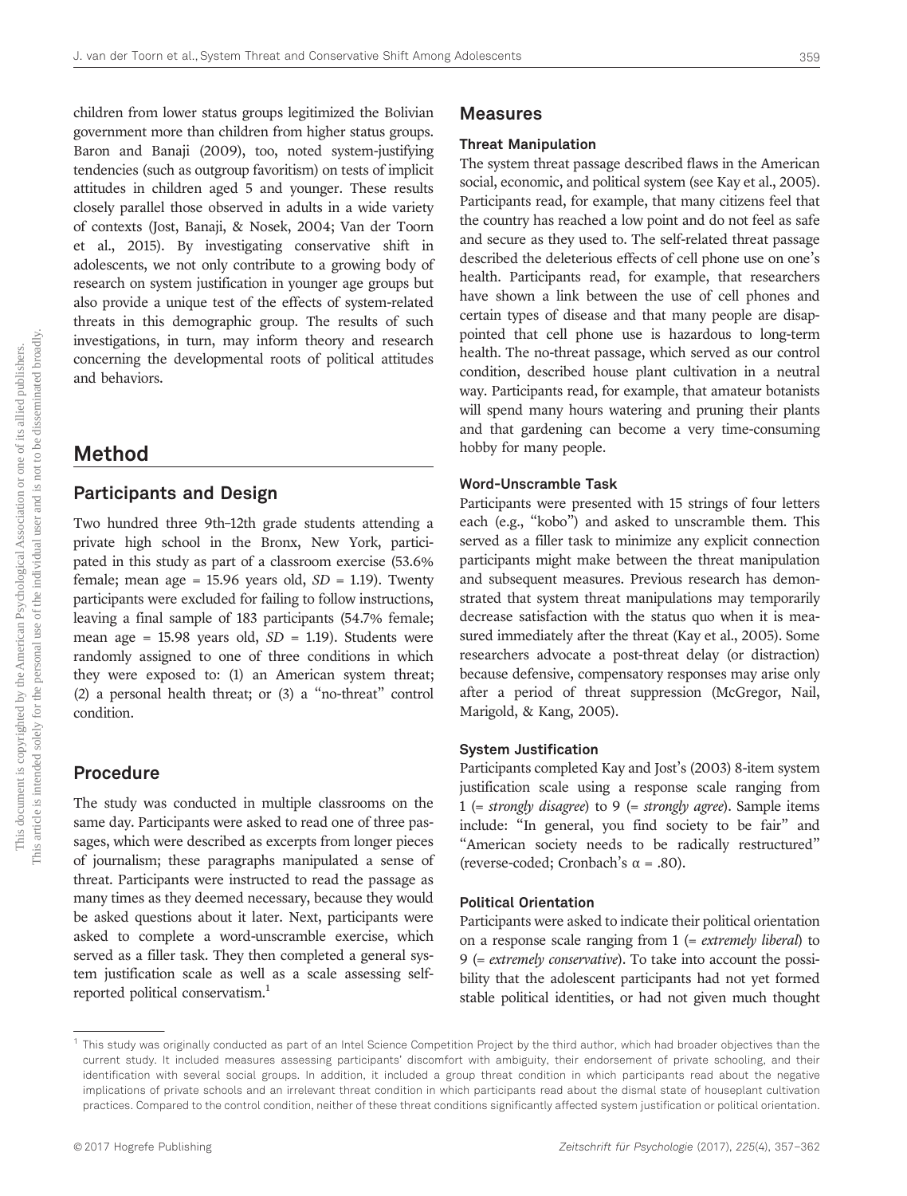children from lower status groups legitimized the Bolivian government more than children from higher status groups. Baron and Banaji (2009), too, noted system-justifying tendencies (such as outgroup favoritism) on tests of implicit attitudes in children aged 5 and younger. These results closely parallel those observed in adults in a wide variety of contexts (Jost, Banaji, & Nosek, 2004; Van der Toorn et al., 2015). By investigating conservative shift in adolescents, we not only contribute to a growing body of research on system justification in younger age groups but also provide a unique test of the effects of system-related threats in this demographic group. The results of such investigations, in turn, may inform theory and research concerning the developmental roots of political attitudes and behaviors.

# Method

## Participants and Design

Two hundred three 9th–12th grade students attending a private high school in the Bronx, New York, participated in this study as part of a classroom exercise (53.6% female; mean age = 15.96 years old, *SD* = 1.19). Twenty participants were excluded for failing to follow instructions, leaving a final sample of 183 participants (54.7% female; mean age = 15.98 years old, *SD* = 1.19). Students were randomly assigned to one of three conditions in which they were exposed to: (1) an American system threat; (2) a personal health threat; or (3) a "no-threat" control condition.

## Procedure

The study was conducted in multiple classrooms on the same day. Participants were asked to read one of three passages, which were described as excerpts from longer pieces of journalism; these paragraphs manipulated a sense of threat. Participants were instructed to read the passage as many times as they deemed necessary, because they would be asked questions about it later. Next, participants were asked to complete a word-unscramble exercise, which served as a filler task. They then completed a general system justification scale as well as a scale assessing self-reported political conservatism.[1]

## Measures

### Threat Manipulation

The system threat passage described flaws in the American social, economic, and political system (see Kay et al., 2005). Participants read, for example, that many citizens feel that the country has reached a low point and do not feel as safe and secure as they used to. The self-related threat passage described the deleterious effects of cell phone use on one's health. Participants read, for example, that researchers have shown a link between the use of cell phones and certain types of disease and that many people are disappointed that cell phone use is hazardous to long-term health. The no-threat passage, which served as our control condition, described house plant cultivation in a neutral way. Participants read, for example, that amateur botanists will spend many hours watering and pruning their plants and that gardening can become a very time-consuming hobby for many people.

### Word-Unscramble Task

Participants were presented with 15 strings of four letters each (e.g., "kobo") and asked to unscramble them. This served as a filler task to minimize any explicit connection participants might make between the threat manipulation and subsequent measures. Previous research has demonstrated that system threat manipulations may temporarily decrease satisfaction with the status quo when it is measured immediately after the threat (Kay et al., 2005). Some researchers advocate a post-threat delay (or distraction) because defensive, compensatory responses may arise only after a period of threat suppression (McGregor, Nail, Marigold, & Kang, 2005).

### System Justification

Participants completed Kay and Jost's (2003) 8-item system justification scale using a response scale ranging from 1 (= *strongly disagree*) to 9 (= *strongly agree*). Sample items include: "In general, you find society to be fair" and "American society needs to be radically restructured" (reverse-coded; Cronbach's $\alpha$ = .80).

### Political Orientation

Participants were asked to indicate their political orientation on a response scale ranging from 1 (= *extremely liberal*) to 9 (= *extremely conservative*). To take into account the possibility that the adolescent participants had not yet formed stable political identities, or had not given much thought

---

[1] This study was originally conducted as part of an Intel Science Competition Project by the third author, which had broader objectives than the current study. It included measures assessing participants' discomfort with ambiguity, their endorsement of private schooling, and their identification with several social groups. In addition, it included a group threat condition in which participants read about the negative implications of private schools and an irrelevant threat condition in which participants read about the dismal state of houseplant cultivation practices. Compared to the control condition, neither of these threat conditions significantly affected system justification or political orientation.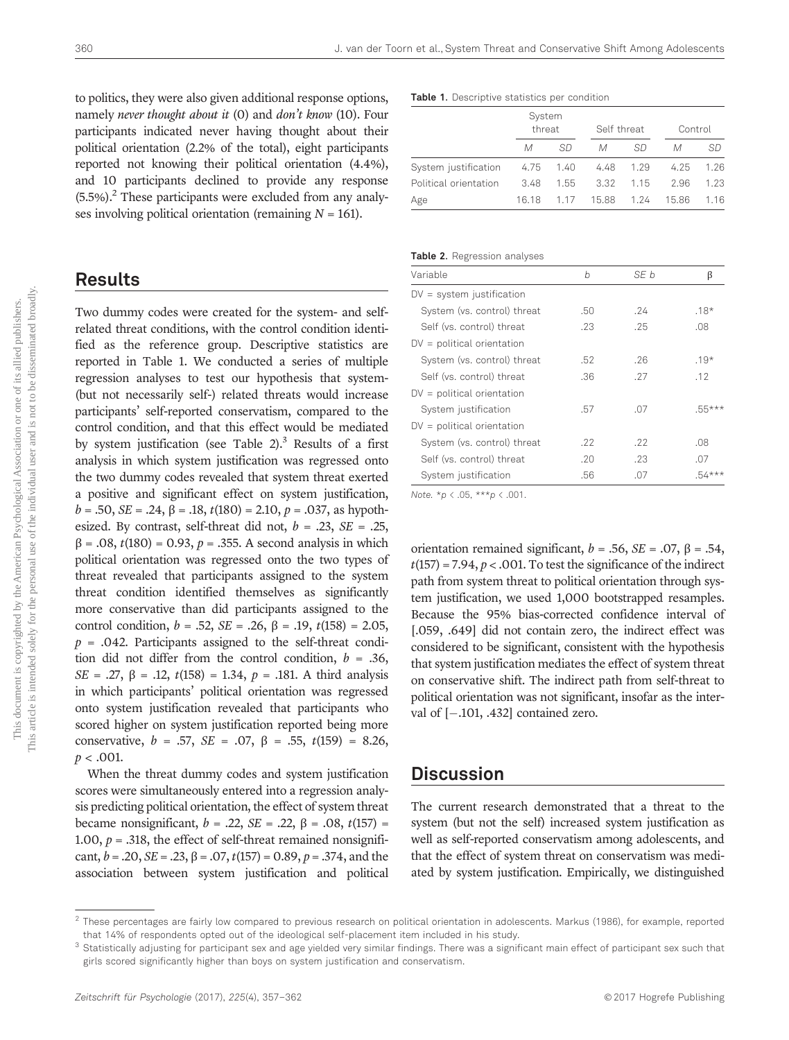to politics, they were also given additional response options, namely *never thought about it* (0) and *don't know* (10). Four participants indicated never having thought about their political orientation (2.2% of the total), eight participants reported not knowing their political orientation (4.4%), and 10 participants declined to provide any response (5.5%).[2] These participants were excluded from any analyses involving political orientation (remaining $N = 161$).

## Results

Two dummy codes were created for the system- and self-related threat conditions, with the control condition identified as the reference group. Descriptive statistics are reported in Table 1. We conducted a series of multiple regression analyses to test our hypothesis that system- (but not necessarily self-) related threats would increase participants' self-reported conservatism, compared to the control condition, and that this effect would be mediated by system justification (see Table 2).[3] Results of a first analysis in which system justification was regressed onto the two dummy codes revealed that system threat exerted a positive and significant effect on system justification, $b = .50$, $SE = .24$, $\beta = .18$, $t(180) = 2.10$, $p = .037$, as hypothesized. By contrast, self-threat did not, $b = .23$, $SE = .25$, $\beta = .08$, $t(180) = 0.93$, $p = .355$. A second analysis in which political orientation was regressed onto the two types of threat revealed that participants assigned to the system threat condition identified themselves as significantly more conservative than did participants assigned to the control condition, $b = .52$, $SE = .26$, $\beta = .19$, $t(158) = 2.05$, $p = .042$. Participants assigned to the self-threat condition did not differ from the control condition, $b = .36$, $SE = .27$, $\beta = .12$, $t(158) = 1.34$, $p = .181$. A third analysis in which participants' political orientation was regressed onto system justification revealed that participants who scored higher on system justification reported being more conservative, $b = .57$, $SE = .07$, $\beta = .55$, $t(159) = 8.26$, $p < .001$.

When the threat dummy codes and system justification scores were simultaneously entered into a regression analysis predicting political orientation, the effect of system threat became nonsignificant, $b = .22$, $SE = .22$, $\beta = .08$, $t(157) = 1.00$, $p = .318$, the effect of self-threat remained nonsignificant, $b = .20$, $SE = .23$, $\beta = .07$, $t(157) = 0.89$, $p = .374$, and the association between system justification and political orientation remained significant, $b = .56$, $SE = .07$, $\beta = .54$, $t(157) = 7.94$, $p < .001$. To test the significance of the indirect path from system threat to political orientation through system justification, we used 1,000 bootstrapped resamples. Because the 95% bias-corrected confidence interval of [.059, .649] did not contain zero, the indirect effect was considered to be significant, consistent with the hypothesis that system justification mediates the effect of system threat on conservative shift. The indirect path from self-threat to political orientation was not significant, insofar as the interval of [−.101, .432] contained zero.

**Table 1.** Descriptive statistics per condition

| | System threat | | Self threat | | Control | |
|---|---|---|---|---|---|---|
| | *M* | *SD* | *M* | *SD* | *M* | *SD* |
| System justification | 4.75 | 1.40 | 4.48 | 1.29 | 4.25 | 1.26 |
| Political orientation | 3.48 | 1.55 | 3.32 | 1.15 | 2.96 | 1.23 |
| Age | 16.18 | 1.17 | 15.88 | 1.24 | 15.86 | 1.16 |

**Table 2.** Regression analyses

| Variable | *b* | *SE b* | β |
|---|---|---|---|
| DV = system justification | | | |
| System (vs. control) threat | .50 | .24 | .18* |
| Self (vs. control) threat | .23 | .25 | .08 |
| DV = political orientation | | | |
| System (vs. control) threat | .52 | .26 | .19* |
| Self (vs. control) threat | .36 | .27 | .12 |
| DV = political orientation | | | |
| System justification | .57 | .07 | .55*** |
| DV = political orientation | | | |
| System (vs. control) threat | .22 | .22 | .08 |
| Self (vs. control) threat | .20 | .23 | .07 |
| System justification | .56 | .07 | .54*** |

*Note.* *$p < .05$, ***$p < .001$.

## Discussion

The current research demonstrated that a threat to the system (but not the self) increased system justification as well as self-reported conservatism among adolescents, and that the effect of system threat on conservatism was mediated by system justification. Empirically, we distinguished

[2] These percentages are fairly low compared to previous research on political orientation in adolescents. Markus (1986), for example, reported that 14% of respondents opted out of the ideological self-placement item included in his study.

[3] Statistically adjusting for participant sex and age yielded very similar findings. There was a significant main effect of participant sex such that girls scored significantly higher than boys on system justification and conservatism.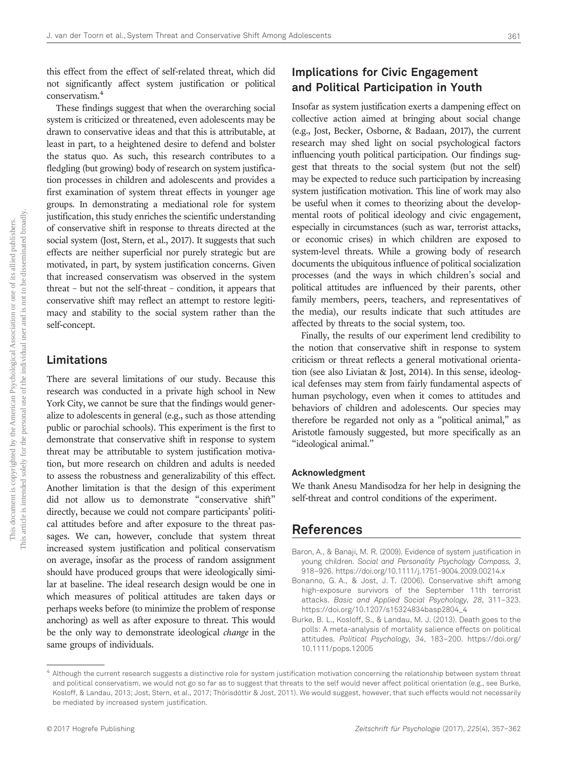this effect from the effect of self-related threat, which did not significantly affect system justification or political conservatism.[4]

These findings suggest that when the overarching social system is criticized or threatened, even adolescents may be drawn to conservative ideas and that this is attributable, at least in part, to a heightened desire to defend and bolster the status quo. As such, this research contributes to a fledgling (but growing) body of research on system justification processes in children and adolescents and provides a first examination of system threat effects in younger age groups. In demonstrating a mediational role for system justification, this study enriches the scientific understanding of conservative shift in response to threats directed at the social system (Jost, Stern, et al., 2017). It suggests that such effects are neither superficial nor purely strategic but are motivated, in part, by system justification concerns. Given that increased conservatism was observed in the system threat – but not the self-threat – condition, it appears that conservative shift may reflect an attempt to restore legitimacy and stability to the social system rather than the self-concept.

## Limitations

There are several limitations of our study. Because this research was conducted in a private high school in New York City, we cannot be sure that the findings would generalize to adolescents in general (e.g., such as those attending public or parochial schools). This experiment is the first to demonstrate that conservative shift in response to system threat may be attributable to system justification motivation, but more research on children and adults is needed to assess the robustness and generalizability of this effect. Another limitation is that the design of this experiment did not allow us to demonstrate "conservative shift" directly, because we could not compare participants' political attitudes before and after exposure to the threat passages. We can, however, conclude that system threat increased system justification and political conservatism on average, insofar as the process of random assignment should have produced groups that were ideologically similar at baseline. The ideal research design would be one in which measures of political attitudes are taken days or perhaps weeks before (to minimize the problem of response anchoring) as well as after exposure to threat. This would be the only way to demonstrate ideological *change* in the same groups of individuals.

## Implications for Civic Engagement and Political Participation in Youth

Insofar as system justification exerts a dampening effect on collective action aimed at bringing about social change (e.g., Jost, Becker, Osborne, & Badaan, 2017), the current research may shed light on social psychological factors influencing youth political participation. Our findings suggest that threats to the social system (but not the self) may be expected to reduce such participation by increasing system justification motivation. This line of work may also be useful when it comes to theorizing about the developmental roots of political ideology and civic engagement, especially in circumstances (such as war, terrorist attacks, or economic crises) in which children are exposed to system-level threats. While a growing body of research documents the ubiquitous influence of political socialization processes (and the ways in which children's social and political attitudes are influenced by their parents, other family members, peers, teachers, and representatives of the media), our results indicate that such attitudes are affected by threats to the social system, too.

Finally, the results of our experiment lend credibility to the notion that conservative shift in response to system criticism or threat reflects a general motivational orientation (see also Liviatan & Jost, 2014). In this sense, ideological defenses may stem from fairly fundamental aspects of human psychology, even when it comes to attitudes and behaviors of children and adolescents. Our species may therefore be regarded not only as a "political animal," as Aristotle famously suggested, but more specifically as an "ideological animal."

#### Acknowledgment

We thank Anesu Mandisodza for her help in designing the self-threat and control conditions of the experiment.

## References

Baron, A., & Banaji, M. R. (2009). Evidence of system justification in young children. *Social and Personality Psychology Compass, 3*, 918–926. https://doi.org/10.1111/j.1751-9004.2009.00214.x

Bonanno, G. A., & Jost, J. T. (2006). Conservative shift among high-exposure survivors of the September 11th terrorist attacks. *Basic and Applied Social Psychology, 28*, 311–323. https://doi.org/10.1207/s15324834basp2804_4

Burke, B. L., Kosloff, S., & Landau, M. J. (2013). Death goes to the polls: A meta-analysis of mortality salience effects on political attitudes. *Political Psychology, 34*, 183–200. https://doi.org/10.1111/pops.12005

[4] Although the current research suggests a distinctive role for system justification motivation concerning the relationship between system threat and political conservatism, we would not go so far as to suggest that threats to the self would never affect political orientation (e.g., see Burke, Kosloff, & Landau, 2013; Jost, Stern, et al., 2017; Thórisdóttir & Jost, 2011). We would suggest, however, that such effects would not necessarily be mediated by increased system justification.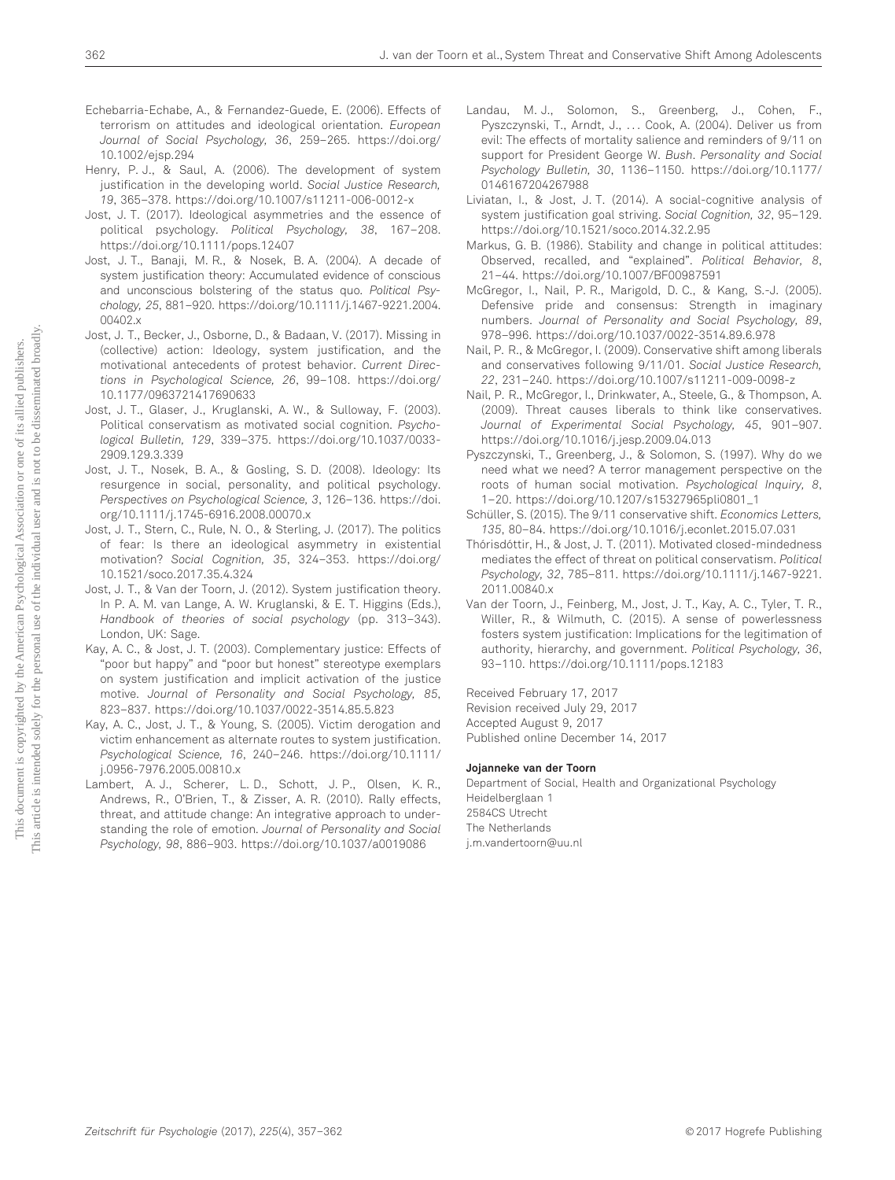Echebarria-Echabe, A., & Fernandez-Guede, E. (2006). Effects of terrorism on attitudes and ideological orientation. *European Journal of Social Psychology, 36*, 259–265. https://doi.org/10.1002/ejsp.294

Henry, P. J., & Saul, A. (2006). The development of system justification in the developing world. *Social Justice Research, 19*, 365–378. https://doi.org/10.1007/s11211-006-0012-x

Jost, J. T. (2017). Ideological asymmetries and the essence of political psychology. *Political Psychology, 38*, 167–208. https://doi.org/10.1111/pops.12407

Jost, J. T., Banaji, M. R., & Nosek, B. A. (2004). A decade of system justification theory: Accumulated evidence of conscious and unconscious bolstering of the status quo. *Political Psychology, 25*, 881–920. https://doi.org/10.1111/j.1467-9221.2004.00402.x

Jost, J. T., Becker, J., Osborne, D., & Badaan, V. (2017). Missing in (collective) action: Ideology, system justification, and the motivational antecedents of protest behavior. *Current Directions in Psychological Science, 26*, 99–108. https://doi.org/10.1177/0963721417690633

Jost, J. T., Glaser, J., Kruglanski, A. W., & Sulloway, F. (2003). Political conservatism as motivated social cognition. *Psychological Bulletin, 129*, 339–375. https://doi.org/10.1037/0033-2909.129.3.339

Jost, J. T., Nosek, B. A., & Gosling, S. D. (2008). Ideology: Its resurgence in social, personality, and political psychology. *Perspectives on Psychological Science, 3*, 126–136. https://doi.org/10.1111/j.1745-6916.2008.00070.x

Jost, J. T., Stern, C., Rule, N. O., & Sterling, J. (2017). The politics of fear: Is there an ideological asymmetry in existential motivation? *Social Cognition, 35*, 324–353. https://doi.org/10.1521/soco.2017.35.4.324

Jost, J. T., & Van der Toorn, J. (2012). System justification theory. In P. A. M. van Lange, A. W. Kruglanski, & E. T. Higgins (Eds.), *Handbook of theories of social psychology* (pp. 313–343). London, UK: Sage.

Kay, A. C., & Jost, J. T. (2003). Complementary justice: Effects of "poor but happy" and "poor but honest" stereotype exemplars on system justification and implicit activation of the justice motive. *Journal of Personality and Social Psychology, 85*, 823–837. https://doi.org/10.1037/0022-3514.85.5.823

Kay, A. C., Jost, J. T., & Young, S. (2005). Victim derogation and victim enhancement as alternate routes to system justification. *Psychological Science, 16*, 240–246. https://doi.org/10.1111/j.0956-7976.2005.00810.x

Lambert, A. J., Scherer, L. D., Schott, J. P., Olsen, K. R., Andrews, R., O'Brien, T., & Zisser, A. R. (2010). Rally effects, threat, and attitude change: An integrative approach to understanding the role of emotion. *Journal of Personality and Social Psychology, 98*, 886–903. https://doi.org/10.1037/a0019086

Landau, M. J., Solomon, S., Greenberg, J., Cohen, F., Pyszczynski, T., Arndt, J., ... Cook, A. (2004). Deliver us from evil: The effects of mortality salience and reminders of 9/11 on support for President George W. *Bush. Personality and Social Psychology Bulletin, 30*, 1136–1150. https://doi.org/10.1177/0146167204267988

Liviatan, I., & Jost, J. T. (2014). A social-cognitive analysis of system justification goal striving. *Social Cognition, 32*, 95–129. https://doi.org/10.1521/soco.2014.32.2.95

Markus, G. B. (1986). Stability and change in political attitudes: Observed, recalled, and "explained". *Political Behavior, 8*, 21–44. https://doi.org/10.1007/BF00987591

McGregor, I., Nail, P. R., Marigold, D. C., & Kang, S.-J. (2005). Defensive pride and consensus: Strength in imaginary numbers. *Journal of Personality and Social Psychology, 89*, 978–996. https://doi.org/10.1037/0022-3514.89.6.978

Nail, P. R., & McGregor, I. (2009). Conservative shift among liberals and conservatives following 9/11/01. *Social Justice Research, 22*, 231–240. https://doi.org/10.1007/s11211-009-0098-z

Nail, P. R., McGregor, I., Drinkwater, A., Steele, G., & Thompson, A. (2009). Threat causes liberals to think like conservatives. *Journal of Experimental Social Psychology, 45*, 901–907. https://doi.org/10.1016/j.jesp.2009.04.013

Pyszczynski, T., Greenberg, J., & Solomon, S. (1997). Why do we need what we need? A terror management perspective on the roots of human social motivation. *Psychological Inquiry, 8*, 1–20. https://doi.org/10.1207/s15327965pli0801_1

Schüller, S. (2015). The 9/11 conservative shift. *Economics Letters, 135*, 80–84. https://doi.org/10.1016/j.econlet.2015.07.031

Thórisdóttir, H., & Jost, J. T. (2011). Motivated closed-mindedness mediates the effect of threat on political conservatism. *Political Psychology, 32*, 785–811. https://doi.org/10.1111/j.1467-9221.2011.00840.x

Van der Toorn, J., Feinberg, M., Jost, J. T., Kay, A. C., Tyler, T. R., Willer, R., & Wilmuth, C. (2015). A sense of powerlessness fosters system justification: Implications for the legitimation of authority, hierarchy, and government. *Political Psychology, 36*, 93–110. https://doi.org/10.1111/pops.12183

Received February 17, 2017
Revision received July 29, 2017
Accepted August 9, 2017
Published online December 14, 2017

**Jojanneke van der Toorn**
Department of Social, Health and Organizational Psychology
Heidelberglaan 1
2584CS Utrecht
The Netherlands
j.m.vandertoorn@uu.nl